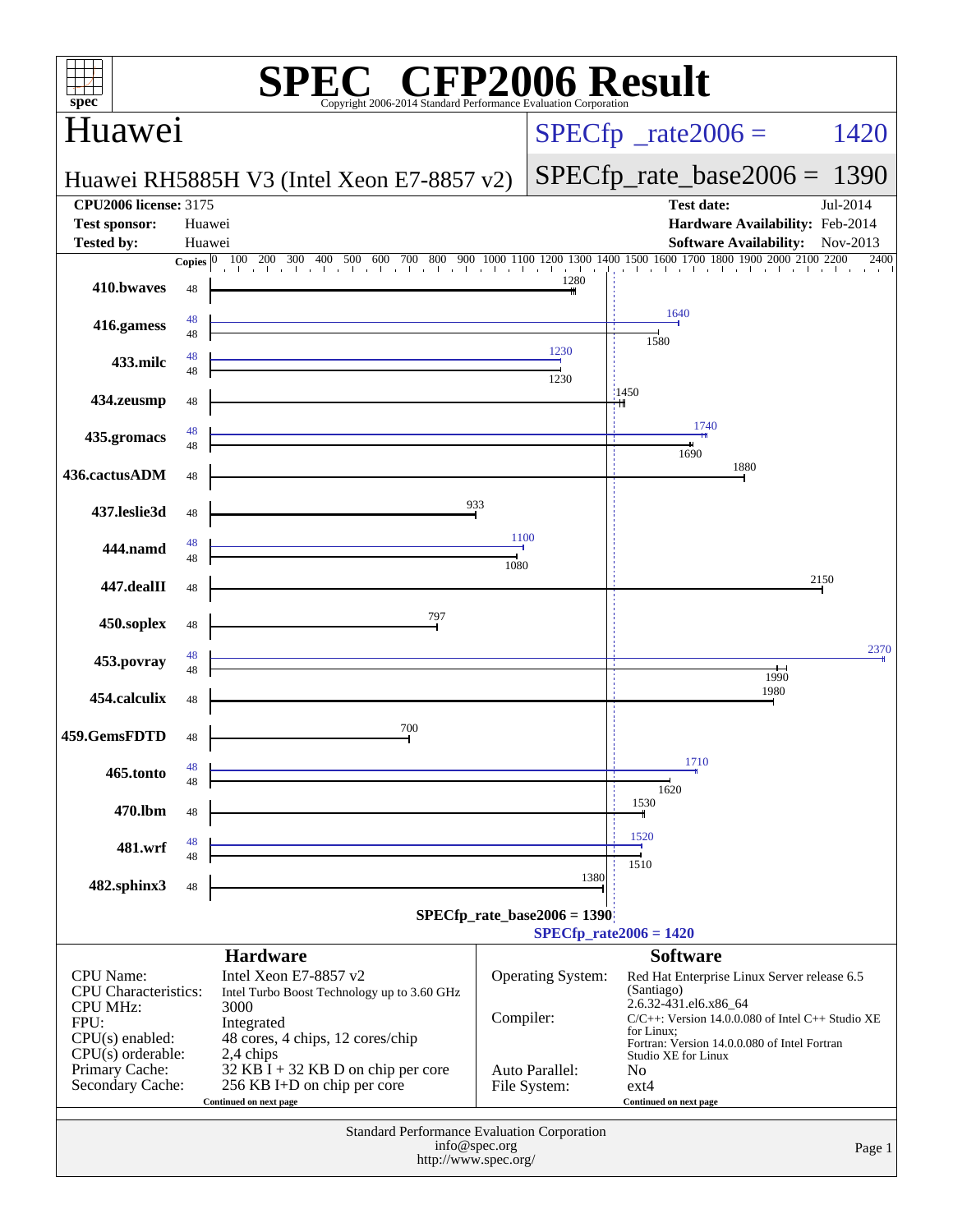# SPEC CFP2006 Result

Copyright 2006-2014 Standard Performance Evaluation Corporation

## Huawei

**Huawei RH5885H V3 (Intel Xeon E7-8857 v2)**

SPECfp_rate2006 = 1420

SPECfp_rate_base2006 = 1390

| | | | |
|---|---|---|---|
| **CPU2006 license:** | 3175 | **Test date:** | Jul-2014 |
| **Test sponsor:** | Huawei | **Hardware Availability:** | Feb-2014 |
| **Tested by:** | Huawei | **Software Availability:** | Nov-2013 |

| Benchmark | Copies (peak) | Peak | Copies (base) | Base |
|---|---|---|---|---|
| 410.bwaves | | | 48 | 1280 |
| 416.gamess | 48 | 1640 | 48 | 1580 |
| 433.milc | 48 | 1230 | 48 | 1230 |
| 434.zeusmp | | | 48 | 1450 |
| 435.gromacs | 48 | 1740 | 48 | 1690 |
| 436.cactusADM | | | 48 | 1880 |
| 437.leslie3d | | | 48 | 933 |
| 444.namd | 48 | 1100 | 48 | 1080 |
| 447.dealII | | | 48 | 2150 |
| 450.soplex | | | 48 | 797 |
| 453.povray | 48 | 2370 | 48 | 1990 |
| 454.calculix | | | 48 | 1980 |
| 459.GemsFDTD | | | 48 | 700 |
| 465.tonto | 48 | 1710 | 48 | 1620 |
| 470.lbm | | | 48 | 1530 |
| 481.wrf | 48 | 1520 | 48 | 1510 |
| 482.sphinx3 | | | 48 | 1380 |

SPECfp_rate_base2006 = 1390

SPECfp_rate2006 = 1420

## Hardware

| | |
|---|---|
| CPU Name: | Intel Xeon E7-8857 v2 |
| CPU Characteristics: | Intel Turbo Boost Technology up to 3.60 GHz |
| CPU MHz: | 3000 |
| FPU: | Integrated |
| CPU(s) enabled: | 48 cores, 4 chips, 12 cores/chip |
| CPU(s) orderable: | 2,4 chips |
| Primary Cache: | 32 KB I + 32 KB D on chip per core |
| Secondary Cache: | 256 KB I+D on chip per core |

Continued on next page

## Software

| | |
|---|---|
| Operating System: | Red Hat Enterprise Linux Server release 6.5 (Santiago) 2.6.32-431.el6.x86_64 |
| Compiler: | C/C++: Version 14.0.0.080 of Intel C++ Studio XE for Linux; Fortran: Version 14.0.0.080 of Intel Fortran Studio XE for Linux |
| Auto Parallel: | No |
| File System: | ext4 |

Continued on next page

Standard Performance Evaluation Corporation
info@spec.org
http://www.spec.org/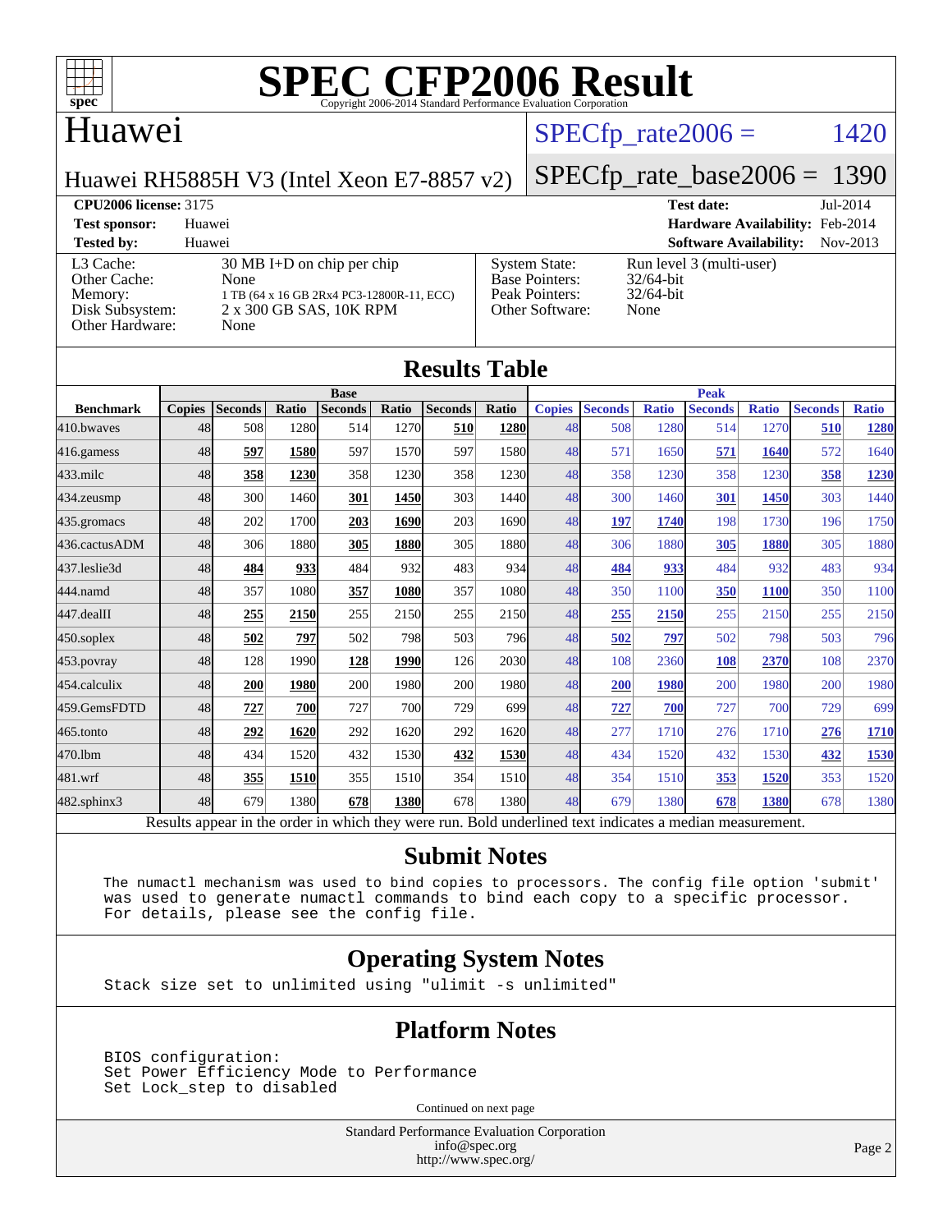# SPEC CFP2006 Result

Copyright 2006-2014 Standard Performance Evaluation Corporation

## Huawei

Huawei RH5885H V3 (Intel Xeon E7-8857 v2)

SPECfp_rate2006 = 1420

SPECfp_rate_base2006 = 1390

**CPU2006 license:** 3175
**Test sponsor:** Huawei
**Tested by:** Huawei

**Test date:** Jul-2014
**Hardware Availability:** Feb-2014
**Software Availability:** Nov-2013

L3 Cache: 30 MB I+D on chip per chip
Other Cache: None
Memory: 1 TB (64 x 16 GB 2Rx4 PC3-12800R-11, ECC)
Disk Subsystem: 2 x 300 GB SAS, 10K RPM
Other Hardware: None

System State: Run level 3 (multi-user)
Base Pointers: 32/64-bit
Peak Pointers: 32/64-bit
Other Software: None

## Results Table

| Benchmark | Base | | | | | | | Peak | | | | | | |
|---|---|---|---|---|---|---|---|---|---|---|---|---|---|---|
| | Copies | Seconds | Ratio | Seconds | Ratio | Seconds | Ratio | Copies | Seconds | Ratio | Seconds | Ratio | Seconds | Ratio |
| 410.bwaves | 48 | 508 | 1280 | 514 | 1270 | **510** | **1280** | 48 | 508 | 1280 | 514 | 1270 | **510** | **1280** |
| 416.gamess | 48 | **597** | **1580** | 597 | 1570 | 597 | 1580 | 48 | 571 | 1650 | **571** | **1640** | 572 | 1640 |
| 433.milc | 48 | **358** | **1230** | 358 | 1230 | 358 | 1230 | 48 | 358 | 1230 | 358 | 1230 | **358** | **1230** |
| 434.zeusmp | 48 | 300 | 1460 | **301** | **1450** | 303 | 1440 | 48 | 300 | 1460 | **301** | **1450** | 303 | 1440 |
| 435.gromacs | 48 | 202 | 1700 | **203** | **1690** | 203 | 1690 | 48 | **197** | **1740** | 198 | 1730 | 196 | 1750 |
| 436.cactusADM | 48 | 306 | 1880 | **305** | **1880** | 305 | 1880 | 48 | 306 | 1880 | **305** | **1880** | 305 | 1880 |
| 437.leslie3d | 48 | **484** | **933** | 484 | 932 | 483 | 934 | 48 | **484** | **933** | 484 | 932 | 483 | 934 |
| 444.namd | 48 | 357 | 1080 | **357** | **1080** | 357 | 1080 | 48 | 350 | 1100 | **350** | **1100** | 350 | 1100 |
| 447.dealII | 48 | **255** | **2150** | 255 | 2150 | 255 | 2150 | 48 | **255** | **2150** | 255 | 2150 | 255 | 2150 |
| 450.soplex | 48 | **502** | **797** | 502 | 798 | 503 | 796 | 48 | **502** | **797** | 502 | 798 | 503 | 796 |
| 453.povray | 48 | 128 | 1990 | **128** | **1990** | 126 | 2030 | 48 | 108 | 2360 | **108** | **2370** | 108 | 2370 |
| 454.calculix | 48 | **200** | **1980** | 200 | 1980 | 200 | 1980 | 48 | **200** | **1980** | 200 | 1980 | 200 | 1980 |
| 459.GemsFDTD | 48 | **727** | **700** | 727 | 700 | 729 | 699 | 48 | **727** | **700** | 727 | 700 | 729 | 699 |
| 465.tonto | 48 | **292** | **1620** | 292 | 1620 | 292 | 1620 | 48 | 277 | 1710 | 276 | 1710 | **276** | **1710** |
| 470.lbm | 48 | 434 | 1520 | 432 | 1530 | **432** | **1530** | 48 | 434 | 1520 | 432 | 1530 | **432** | **1530** |
| 481.wrf | 48 | **355** | **1510** | 355 | 1510 | 354 | 1510 | 48 | 354 | 1510 | **353** | **1520** | 353 | 1520 |
| 482.sphinx3 | 48 | 679 | 1380 | **678** | **1380** | 678 | 1380 | 48 | 679 | 1380 | **678** | **1380** | 678 | 1380 |

Results appear in the order in which they were run. Bold underlined text indicates a median measurement.

## Submit Notes

```
The numactl mechanism was used to bind copies to processors. The config file option 'submit'
was used to generate numactl commands to bind each copy to a specific processor.
For details, please see the config file.
```

## Operating System Notes

```
Stack size set to unlimited using "ulimit -s unlimited"
```

## Platform Notes

```
BIOS configuration:
Set Power Efficiency Mode to Performance
Set Lock_step to disabled
```

Continued on next page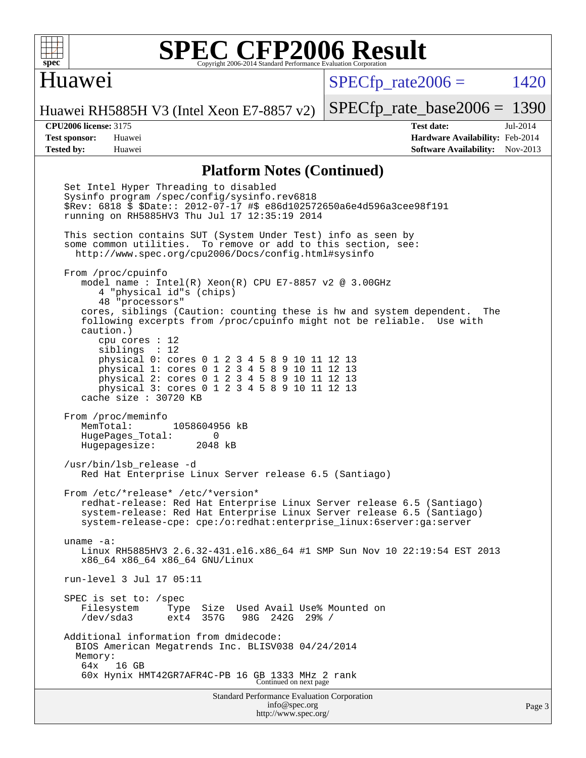## Platform Notes (Continued)

```
Set Intel Hyper Threading to disabled
Sysinfo program /spec/config/sysinfo.rev6818
$Rev: 6818 $ $Date:: 2012-07-17 #$ e86d102572650a6e4d596a3cee98f191
running on RH5885HV3 Thu Jul 17 12:35:19 2014

This section contains SUT (System Under Test) info as seen by
some common utilities.  To remove or add to this section, see:
  http://www.spec.org/cpu2006/Docs/config.html#sysinfo

From /proc/cpuinfo
   model name : Intel(R) Xeon(R) CPU E7-8857 v2 @ 3.00GHz
      4 "physical id"s (chips)
      48 "processors"
   cores, siblings (Caution: counting these is hw and system dependent.  The
   following excerpts from /proc/cpuinfo might not be reliable.  Use with
   caution.)
      cpu cores : 12
      siblings  : 12
      physical 0: cores 0 1 2 3 4 5 8 9 10 11 12 13
      physical 1: cores 0 1 2 3 4 5 8 9 10 11 12 13
      physical 2: cores 0 1 2 3 4 5 8 9 10 11 12 13
      physical 3: cores 0 1 2 3 4 5 8 9 10 11 12 13
   cache size : 30720 KB

From /proc/meminfo
   MemTotal:       1058604956 kB
   HugePages_Total:       0
   Hugepagesize:       2048 kB

/usr/bin/lsb_release -d
   Red Hat Enterprise Linux Server release 6.5 (Santiago)

From /etc/*release* /etc/*version*
   redhat-release: Red Hat Enterprise Linux Server release 6.5 (Santiago)
   system-release: Red Hat Enterprise Linux Server release 6.5 (Santiago)
   system-release-cpe: cpe:/o:redhat:enterprise_linux:6server:ga:server

uname -a:
   Linux RH5885HV3 2.6.32-431.el6.x86_64 #1 SMP Sun Nov 10 22:19:54 EST 2013
   x86_64 x86_64 x86_64 GNU/Linux

run-level 3 Jul 17 05:11

SPEC is set to: /spec
   Filesystem     Type  Size  Used Avail Use% Mounted on
   /dev/sda3      ext4  357G   98G  242G  29% /

Additional information from dmidecode:
  BIOS American Megatrends Inc. BLISV038 04/24/2014
  Memory:
   64x   16 GB
   60x Hynix HMT42GR7AFR4C-PB 16 GB 1333 MHz 2 rank
```

Continued on next page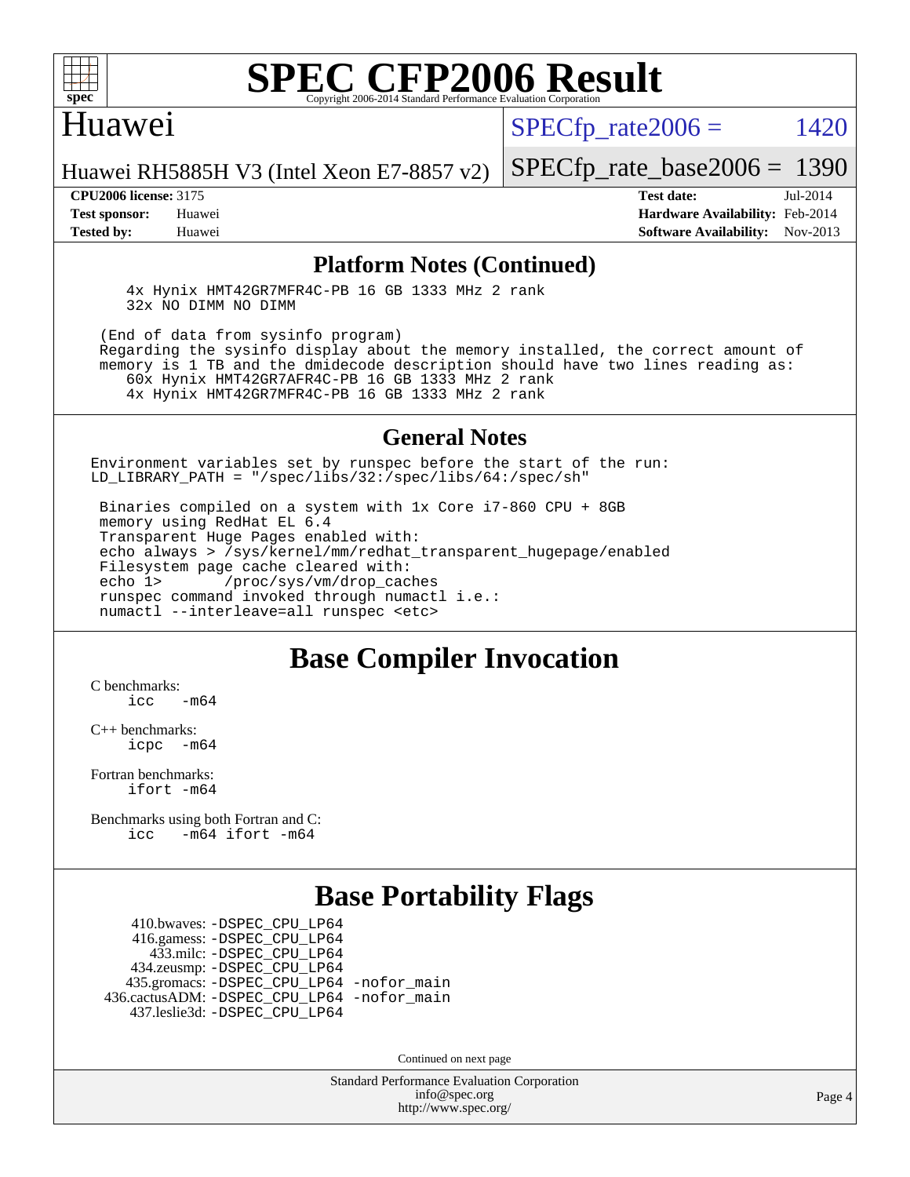# SPEC CFP2006 Result

Copyright 2006-2014 Standard Performance Evaluation Corporation

## Huawei

Huawei RH5885H V3 (Intel Xeon E7-8857 v2)

SPECfp_rate2006 = 1420

SPECfp_rate_base2006 = 1390

**CPU2006 license:** 3175
**Test sponsor:** Huawei
**Tested by:** Huawei

**Test date:** Jul-2014
**Hardware Availability:** Feb-2014
**Software Availability:** Nov-2013

## Platform Notes (Continued)

```
    4x Hynix HMT42GR7MFR4C-PB 16 GB 1333 MHz 2 rank
    32x NO DIMM NO DIMM

 (End of data from sysinfo program)
 Regarding the sysinfo display about the memory installed, the correct amount of
 memory is 1 TB and the dmidecode description should have two lines reading as:
    60x Hynix HMT42GR7AFR4C-PB 16 GB 1333 MHz 2 rank
    4x Hynix HMT42GR7MFR4C-PB 16 GB 1333 MHz 2 rank
```

## General Notes

```
Environment variables set by runspec before the start of the run:
LD_LIBRARY_PATH = "/spec/libs/32:/spec/libs/64:/spec/sh"

 Binaries compiled on a system with 1x Core i7-860 CPU + 8GB
 memory using RedHat EL 6.4
 Transparent Huge Pages enabled with:
 echo always > /sys/kernel/mm/redhat_transparent_hugepage/enabled
 Filesystem page cache cleared with:
 echo 1>       /proc/sys/vm/drop_caches
 runspec command invoked through numactl i.e.:
 numactl --interleave=all runspec <etc>
```

## Base Compiler Invocation

C benchmarks:
    icc   -m64

C++ benchmarks:
    icpc   -m64

Fortran benchmarks:
    ifort -m64

Benchmarks using both Fortran and C:
    icc   -m64 ifort -m64

## Base Portability Flags

410.bwaves: -DSPEC_CPU_LP64
416.gamess: -DSPEC_CPU_LP64
433.milc: -DSPEC_CPU_LP64
434.zeusmp: -DSPEC_CPU_LP64
435.gromacs: -DSPEC_CPU_LP64 -nofor_main
436.cactusADM: -DSPEC_CPU_LP64 -nofor_main
437.leslie3d: -DSPEC_CPU_LP64

Continued on next page

Standard Performance Evaluation Corporation
info@spec.org
http://www.spec.org/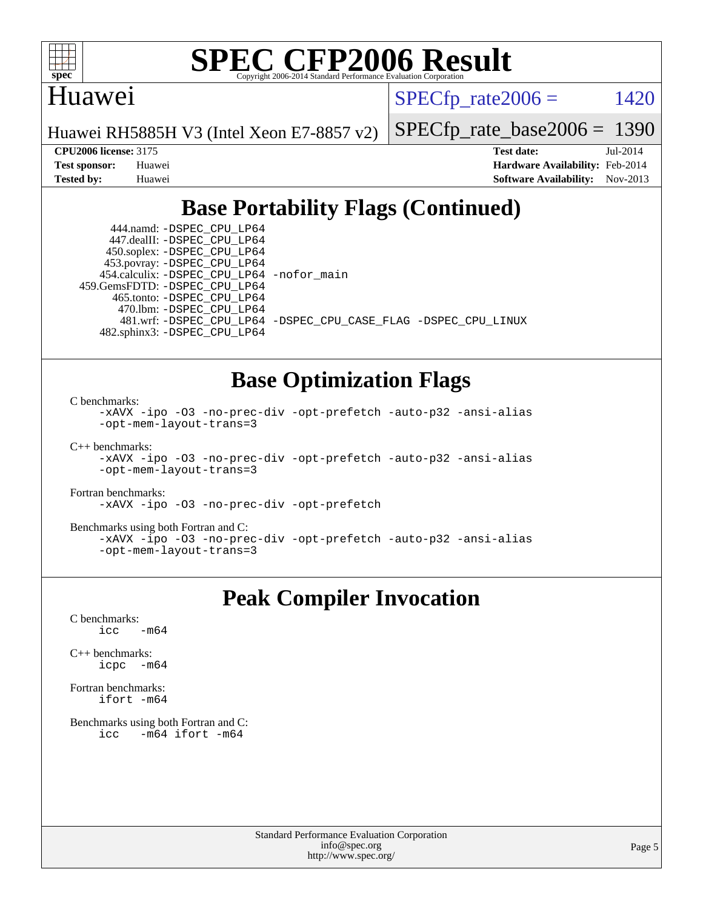# SPEC CFP2006 Result

Copyright 2006-2014 Standard Performance Evaluation Corporation

## Huawei

Huawei RH5885H V3 (Intel Xeon E7-8857 v2)

SPECfp_rate2006 = 1420

SPECfp_rate_base2006 = 1390

**CPU2006 license:** 3175
**Test sponsor:** Huawei
**Tested by:** Huawei
**Test date:** Jul-2014
**Hardware Availability:** Feb-2014
**Software Availability:** Nov-2013

## Base Portability Flags (Continued)

```
      444.namd: -DSPEC_CPU_LP64
    447.dealII: -DSPEC_CPU_LP64
    450.soplex: -DSPEC_CPU_LP64
    453.povray: -DSPEC_CPU_LP64
  454.calculix: -DSPEC_CPU_LP64 -nofor_main
 459.GemsFDTD: -DSPEC_CPU_LP64
     465.tonto: -DSPEC_CPU_LP64
       470.lbm: -DSPEC_CPU_LP64
       481.wrf: -DSPEC_CPU_LP64 -DSPEC_CPU_CASE_FLAG -DSPEC_CPU_LINUX
   482.sphinx3: -DSPEC_CPU_LP64
```

## Base Optimization Flags

C benchmarks:

```
-xAVX -ipo -O3 -no-prec-div -opt-prefetch -auto-p32 -ansi-alias
-opt-mem-layout-trans=3
```

C++ benchmarks:

```
-xAVX -ipo -O3 -no-prec-div -opt-prefetch -auto-p32 -ansi-alias
-opt-mem-layout-trans=3
```

Fortran benchmarks:

```
-xAVX -ipo -O3 -no-prec-div -opt-prefetch
```

Benchmarks using both Fortran and C:

```
-xAVX -ipo -O3 -no-prec-div -opt-prefetch -auto-p32 -ansi-alias
-opt-mem-layout-trans=3
```

## Peak Compiler Invocation

C benchmarks:

```
icc   -m64
```

C++ benchmarks:

```
icpc  -m64
```

Fortran benchmarks:

```
ifort -m64
```

Benchmarks using both Fortran and C:

```
icc   -m64 ifort -m64
```

Standard Performance Evaluation Corporation
info@spec.org
http://www.spec.org/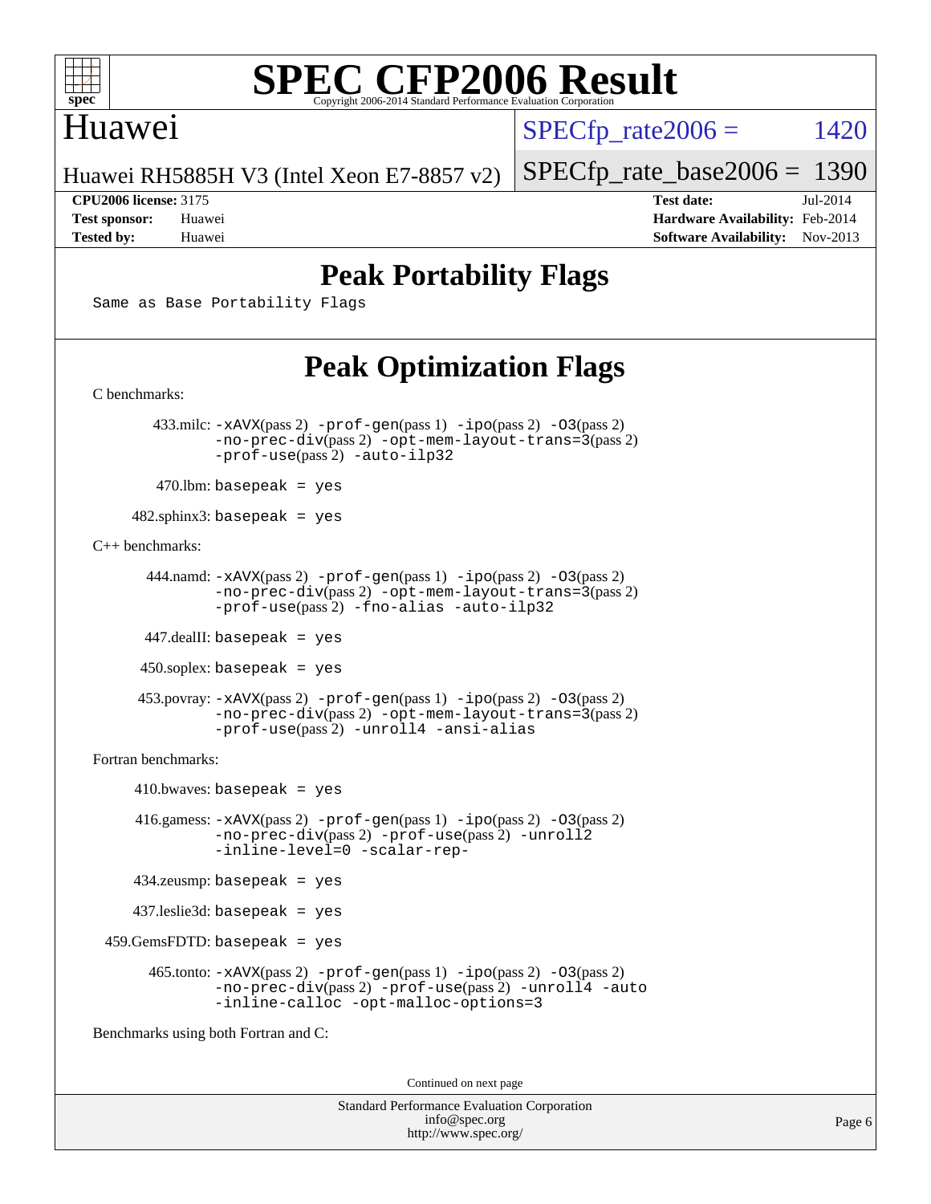# Peak Portability Flags

Same as Base Portability Flags

# Peak Optimization Flags

C benchmarks:

433.milc: -xAVX(pass 2) -prof-gen(pass 1) -ipo(pass 2) -O3(pass 2) -no-prec-div(pass 2) -opt-mem-layout-trans=3(pass 2) -prof-use(pass 2) -auto-ilp32

470.lbm: basepeak = yes

482.sphinx3: basepeak = yes

C++ benchmarks:

444.namd: -xAVX(pass 2) -prof-gen(pass 1) -ipo(pass 2) -O3(pass 2) -no-prec-div(pass 2) -opt-mem-layout-trans=3(pass 2) -prof-use(pass 2) -fno-alias -auto-ilp32

447.dealII: basepeak = yes

450.soplex: basepeak = yes

453.povray: -xAVX(pass 2) -prof-gen(pass 1) -ipo(pass 2) -O3(pass 2) -no-prec-div(pass 2) -opt-mem-layout-trans=3(pass 2) -prof-use(pass 2) -unroll4 -ansi-alias

Fortran benchmarks:

410.bwaves: basepeak = yes

416.gamess: -xAVX(pass 2) -prof-gen(pass 1) -ipo(pass 2) -O3(pass 2) -no-prec-div(pass 2) -prof-use(pass 2) -unroll2 -inline-level=0 -scalar-rep-

434.zeusmp: basepeak = yes

437.leslie3d: basepeak = yes

459.GemsFDTD: basepeak = yes

465.tonto: -xAVX(pass 2) -prof-gen(pass 1) -ipo(pass 2) -O3(pass 2) -no-prec-div(pass 2) -prof-use(pass 2) -unroll4 -auto -inline-calloc -opt-malloc-options=3

Benchmarks using both Fortran and C:

Continued on next page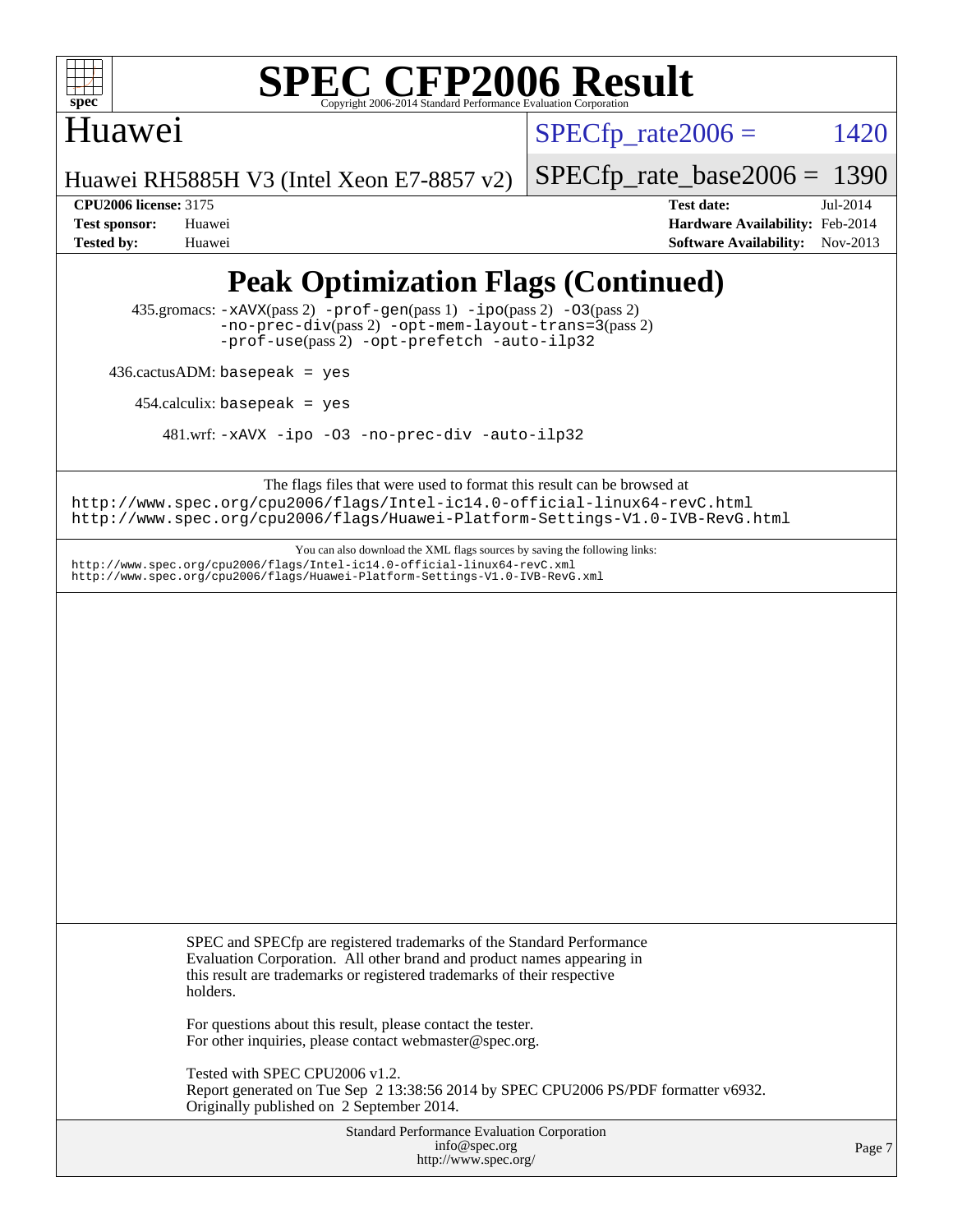# Huawei

Huawei RH5885H V3 (Intel Xeon E7-8857 v2)

SPECfp_rate2006 = 1420

SPECfp_rate_base2006 = 1390

**CPU2006 license:** 3175
**Test sponsor:** Huawei
**Tested by:** Huawei

**Test date:** Jul-2014
**Hardware Availability:** Feb-2014
**Software Availability:** Nov-2013

## Peak Optimization Flags (Continued)

435.gromacs: -xAVX(pass 2) -prof-gen(pass 1) -ipo(pass 2) -O3(pass 2) -no-prec-div(pass 2) -opt-mem-layout-trans=3(pass 2) -prof-use(pass 2) -opt-prefetch -auto-ilp32

436.cactusADM: basepeak = yes

454.calculix: basepeak = yes

481.wrf: -xAVX -ipo -O3 -no-prec-div -auto-ilp32

The flags files that were used to format this result can be browsed at
http://www.spec.org/cpu2006/flags/Intel-ic14.0-official-linux64-revC.html
http://www.spec.org/cpu2006/flags/Huawei-Platform-Settings-V1.0-IVB-RevG.html

You can also download the XML flags sources by saving the following links:
http://www.spec.org/cpu2006/flags/Intel-ic14.0-official-linux64-revC.xml
http://www.spec.org/cpu2006/flags/Huawei-Platform-Settings-V1.0-IVB-RevG.xml

SPEC and SPECfp are registered trademarks of the Standard Performance Evaluation Corporation. All other brand and product names appearing in this result are trademarks or registered trademarks of their respective holders.

For questions about this result, please contact the tester.
For other inquiries, please contact webmaster@spec.org.

Tested with SPEC CPU2006 v1.2.
Report generated on Tue Sep 2 13:38:56 2014 by SPEC CPU2006 PS/PDF formatter v6932.
Originally published on 2 September 2014.